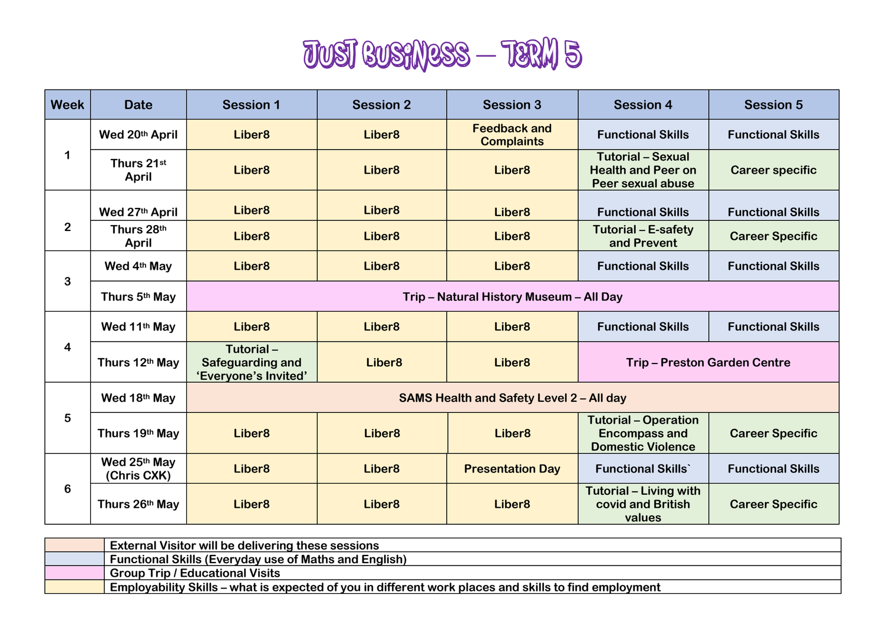# JUST BUSINESS – TERM 5

| Week | Date | Session 1 | Session 2 | Session 3 | Session 4 | Session 5 |
|---|---|---|---|---|---|---|
| 1 | Wed 20th April | Liber8 | Liber8 | Feedback and Complaints | Functional Skills | Functional Skills |
| | Thurs 21st April | Liber8 | Liber8 | Liber8 | Tutorial – Sexual Health and Peer on Peer sexual abuse | Career specific |
| 2 | Wed 27th April | Liber8 | Liber8 | Liber8 | Functional Skills | Functional Skills |
| | Thurs 28th April | Liber8 | Liber8 | Liber8 | Tutorial – E-safety and Prevent | Career Specific |
| 3 | Wed 4th May | Liber8 | Liber8 | Liber8 | Functional Skills | Functional Skills |
| | Thurs 5th May | Trip – Natural History Museum – All Day | | | | |
| 4 | Wed 11th May | Liber8 | Liber8 | Liber8 | Functional Skills | Functional Skills |
| | Thurs 12th May | Tutorial – Safeguarding and 'Everyone's Invited' | Liber8 | Liber8 | Trip – Preston Garden Centre | |
| 5 | Wed 18th May | SAMS Health and Safety Level 2 – All day | | | | |
| | Thurs 19th May | Liber8 | Liber8 | Liber8 | Tutorial – Operation Encompass and Domestic Violence | Career Specific |
| 6 | Wed 25th May (Chris CXK) | Liber8 | Liber8 | Presentation Day | Functional Skills` | Functional Skills |
| | Thurs 26th May | Liber8 | Liber8 | Liber8 | Tutorial – Living with covid and British values | Career Specific |

| Colour Key | Description |
|---|---|
| (Peach) | External Visitor will be delivering these sessions |
| (Blue) | Functional Skills (Everyday use of Maths and English) |
| (Pink) | Group Trip / Educational Visits |
| (Yellow) | Employability Skills – what is expected of you in different work places and skills to find employment |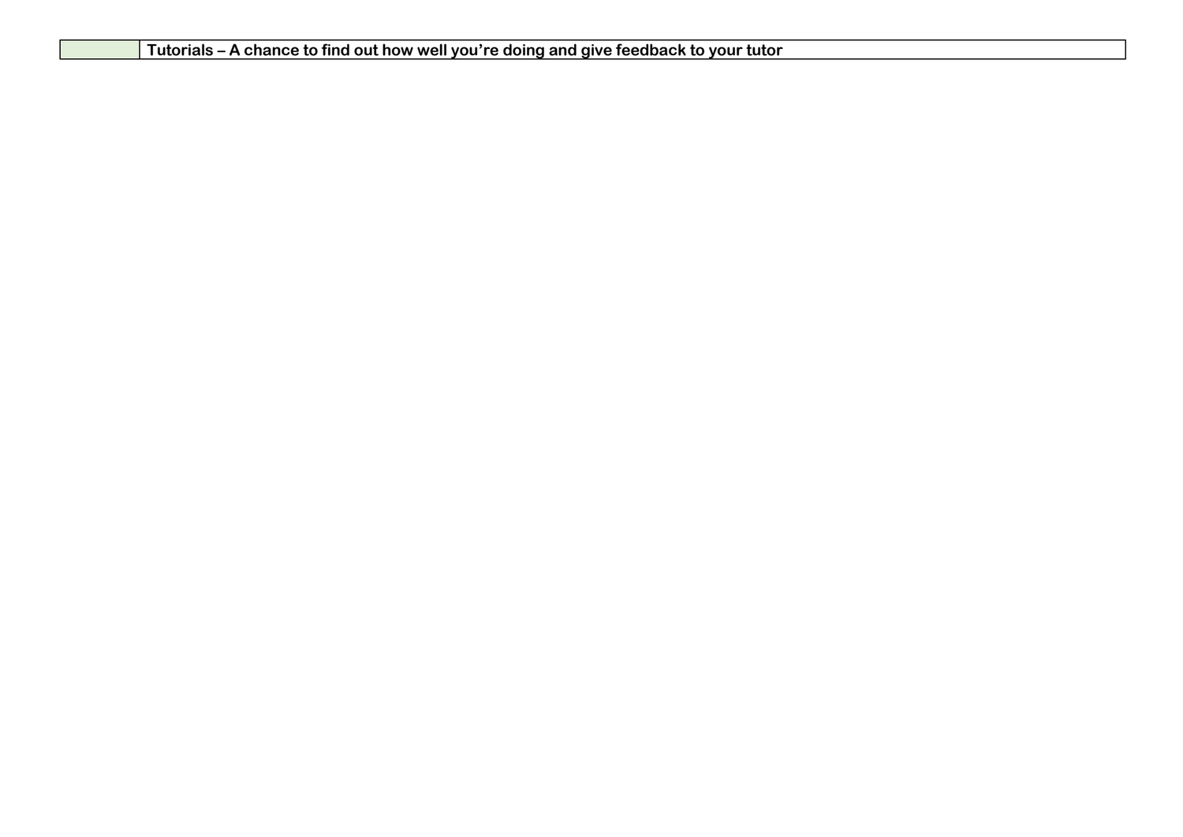| | |
|---|---|
| | **Tutorials – A chance to find out how well you're doing and give feedback to your tutor** |